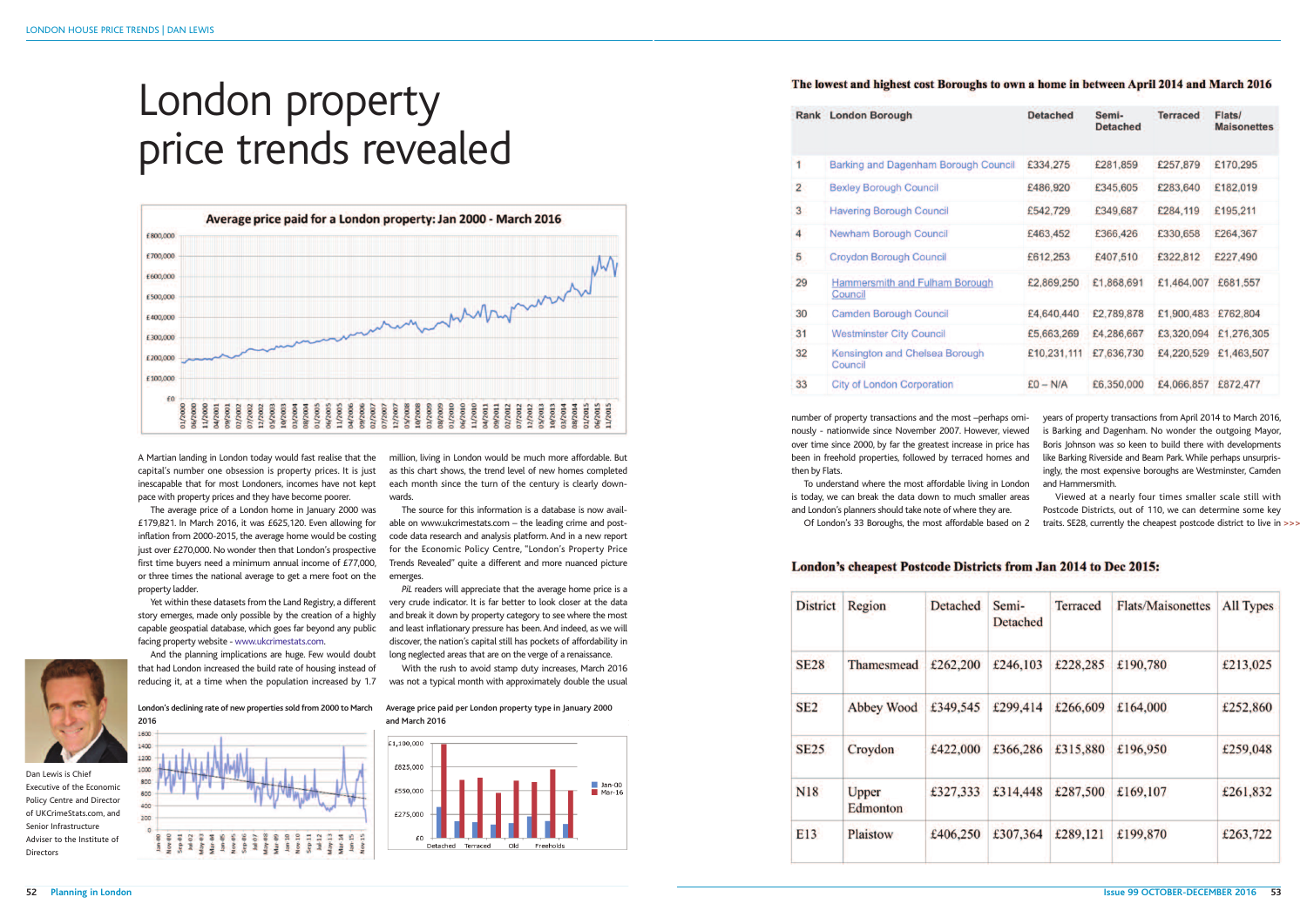# London property price trends revealed

A Martian landing in London today would fast realise that the capital's number one obsession is property prices. It is just inescapable that for most Londoners, incomes have not kept pace with property prices and they have become poorer.

The average price of a London home in January 2000 was £179,821. In March 2016, it was £625,120. Even allowing for inflation from 2000-2015, the average home would be costing just over £270,000. No wonder then that London's prospective first time buyers need a minimum annual income of £77,000, or three times the national average to get a mere foot on the property ladder.

Yet within these datasets from the Land Registry, a different story emerges, made only possible by the creation of a highly capable geospatial database, which goes far beyond any public facing property website - www.ukcrimestats.com.

And the planning implications are huge. Few would doubt that had London increased the build rate of housing instead of reducing it, at a time when the population increased by 1.7 million, living in London would be much more affordable. But as this chart shows, the trend level of new homes completed each month since the turn of the century is clearly downwards.

The source for this information is a database is now available on www.ukcrimestats.com – the leading crime and postcode data research and analysis platform. And in a new report for the Economic Policy Centre, "London's Property Price Trends Revealed" quite a different and more nuanced picture emerges.

*PiL* readers will appreciate that the average home price is a very crude indicator. It is far better to look closer at the data and break it down by property category to see where the most and least inflationary pressure has been. And indeed, as we will discover, the nation's capital still has pockets of affordability in long neglected areas that are on the verge of a renaissance.

With the rush to avoid stamp duty increases, March 2016 was not a typical month with approximately double the usual number of property transactions and the most –perhaps ominously - nationwide since November 2007. However, viewed over time since 2000, by far the greatest increase in price has been in freehold properties, followed by terraced homes and then by Flats.

To understand where the most affordable living in London is today, we can break the data down to much smaller areas and London's planners should take note of where they are.

Of London's 33 Boroughs, the most affordable based on 2 years of property transactions from April 2014 to March 2016, is Barking and Dagenham. No wonder the outgoing Mayor, Boris Johnson was so keen to build there with developments like Barking Riverside and Beam Park. While perhaps unsurprisingly, the most expensive boroughs are Westminster, Camden and Hammersmith.

Viewed at a nearly four times smaller scale still with Postcode Districts, out of 110, we can determine some key traits. SE28, currently the cheapest postcode district to live in >>>

Average price paid for a London property: Jan 2000 - March 2016

London's declining rate of new properties sold from 2000 to March 2016

Average price paid per London property type in January 2000 and March 2016

Dan Lewis is Chief Executive of the Economic Policy Centre and Director of UKCrimeStats.com, and Senior Infrastructure Adviser to the Institute of Directors

**The lowest and highest cost Boroughs to own a home in between April 2014 and March 2016**

| Rank | London Borough | Detached | Semi-Detached | Terraced | Flats/Maisonettes |
|---|---|---|---|---|---|
| 1 | Barking and Dagenham Borough Council | £334,275 | £281,859 | £257,879 | £170,295 |
| 2 | Bexley Borough Council | £486,920 | £345,605 | £283,640 | £182,019 |
| 3 | Havering Borough Council | £542,729 | £349,687 | £284,119 | £195,211 |
| 4 | Newham Borough Council | £463,452 | £366,426 | £330,658 | £264,367 |
| 5 | Croydon Borough Council | £612,253 | £407,510 | £322,812 | £227,490 |
| 29 | Hammersmith and Fulham Borough Council | £2,869,250 | £1,868,691 | £1,464,007 | £681,557 |
| 30 | Camden Borough Council | £4,640,440 | £2,789,878 | £1,900,483 | £762,804 |
| 31 | Westminster City Council | £5,663,269 | £4,286,667 | £3,320,094 | £1,276,305 |
| 32 | Kensington and Chelsea Borough Council | £10,231,111 | £7,636,730 | £4,220,529 | £1,463,507 |
| 33 | City of London Corporation | £0 – N/A | £6,350,000 | £4,066,857 | £872,477 |

**London's cheapest Postcode Districts from Jan 2014 to Dec 2015:**

| District | Region | Detached | Semi-Detached | Terraced | Flats/Maisonettes | All Types |
|---|---|---|---|---|---|---|
| SE28 | Thamesmead | £262,200 | £246,103 | £228,285 | £190,780 | £213,025 |
| SE2 | Abbey Wood | £349,545 | £299,414 | £266,609 | £164,000 | £252,860 |
| SE25 | Croydon | £422,000 | £366,286 | £315,880 | £196,950 | £259,048 |
| N18 | Upper Edmonton | £327,333 | £314,448 | £287,500 | £169,107 | £261,832 |
| E13 | Plaistow | £406,250 | £307,364 | £289,121 | £199,870 | £263,722 |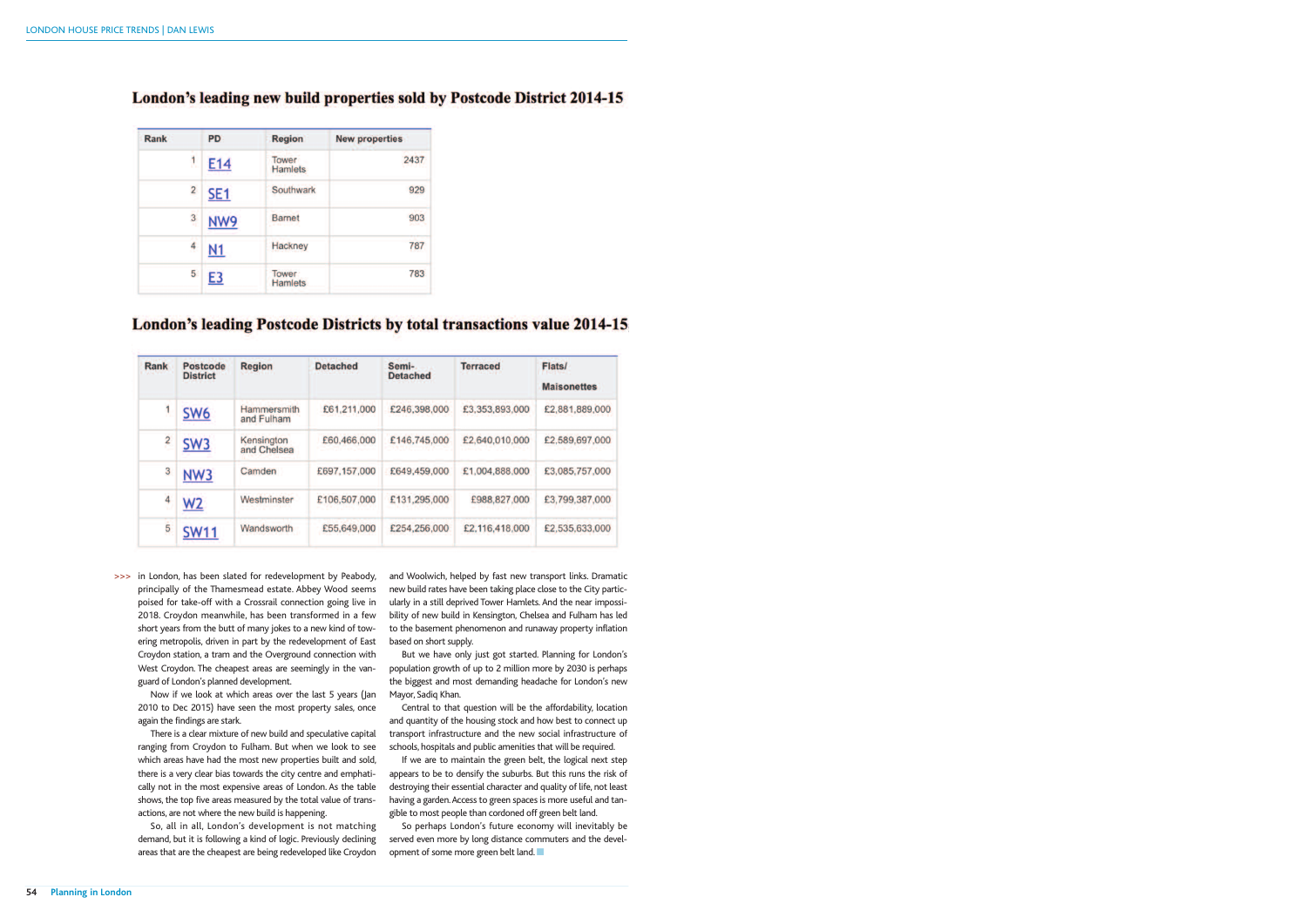## London's leading new build properties sold by Postcode District 2014-15

| Rank | PD | Region | New properties |
|---|---|---|---|
| 1 | E14 | Tower Hamlets | 2437 |
| 2 | SE1 | Southwark | 929 |
| 3 | NW9 | Barnet | 903 |
| 4 | N1 | Hackney | 787 |
| 5 | E3 | Tower Hamlets | 783 |

## London's leading Postcode Districts by total transactions value 2014-15

| Rank | Postcode District | Region | Detached | Semi-Detached | Terraced | Flats/ Maisonettes |
|---|---|---|---|---|---|---|
| 1 | SW6 | Hammersmith and Fulham | £61,211,000 | £246,398,000 | £3,353,893,000 | £2,881,889,000 |
| 2 | SW3 | Kensington and Chelsea | £60,466,000 | £146,745,000 | £2,640,010,000 | £2,589,697,000 |
| 3 | NW3 | Camden | £697,157,000 | £649,459,000 | £1,004,888,000 | £3,085,757,000 |
| 4 | W2 | Westminster | £106,507,000 | £131,295,000 | £988,827,000 | £3,799,387,000 |
| 5 | SW11 | Wandsworth | £55,649,000 | £254,256,000 | £2,116,418,000 | £2,535,633,000 |

>>> in London, has been slated for redevelopment by Peabody, principally of the Thamesmead estate. Abbey Wood seems poised for take-off with a Crossrail connection going live in 2018. Croydon meanwhile, has been transformed in a few short years from the butt of many jokes to a new kind of towering metropolis, driven in part by the redevelopment of East Croydon station, a tram and the Overground connection with West Croydon. The cheapest areas are seemingly in the vanguard of London's planned development.

Now if we look at which areas over the last 5 years (Jan 2010 to Dec 2015) have seen the most property sales, once again the findings are stark.

There is a clear mixture of new build and speculative capital ranging from Croydon to Fulham. But when we look to see which areas have had the most new properties built and sold, there is a very clear bias towards the city centre and emphatically not in the most expensive areas of London. As the table shows, the top five areas measured by the total value of transactions, are not where the new build is happening.

So, all in all, London's development is not matching demand, but it is following a kind of logic. Previously declining areas that are the cheapest are being redeveloped like Croydon and Woolwich, helped by fast new transport links. Dramatic new build rates have been taking place close to the City particularly in a still deprived Tower Hamlets. And the near impossibility of new build in Kensington, Chelsea and Fulham has led to the basement phenomenon and runaway property inflation based on short supply.

But we have only just got started. Planning for London's population growth of up to 2 million more by 2030 is perhaps the biggest and most demanding headache for London's new Mayor, Sadiq Khan.

Central to that question will be the affordability, location and quantity of the housing stock and how best to connect up transport infrastructure and the new social infrastructure of schools, hospitals and public amenities that will be required.

If we are to maintain the green belt, the logical next step appears to be to densify the suburbs. But this runs the risk of destroying their essential character and quality of life, not least having a garden. Access to green spaces is more useful and tangible to most people than cordoned off green belt land.

So perhaps London's future economy will inevitably be served even more by long distance commuters and the development of some more green belt land. ■